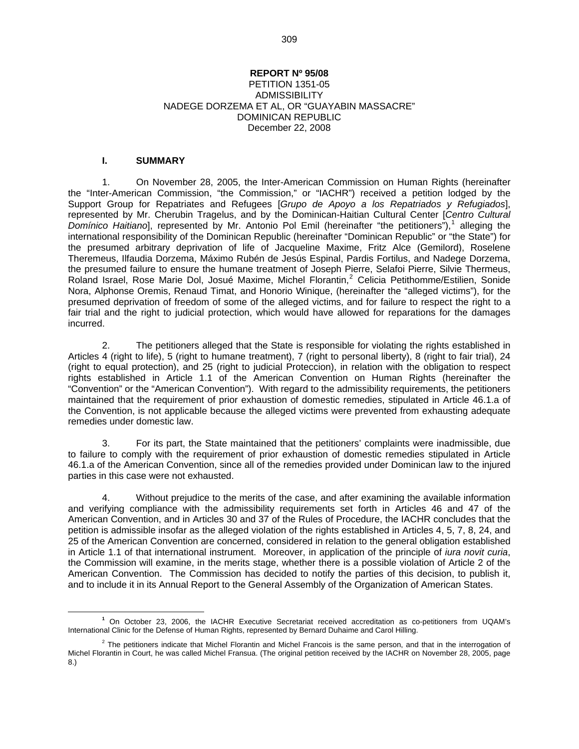**REPORT Nº 95/08**
PETITION 1351-05
ADMISSIBILITY
NADEGE DORZEMA ET AL, OR "GUAYABIN MASSACRE"
DOMINICAN REPUBLIC
December 22, 2008

## I. SUMMARY

1. On November 28, 2005, the Inter-American Commission on Human Rights (hereinafter the "Inter-American Commission, "the Commission," or "IACHR") received a petition lodged by the Support Group for Repatriates and Refugees [*Grupo de Apoyo a los Repatriados y Refugiados*], represented by Mr. Cherubin Tragelus, and by the Dominican-Haitian Cultural Center [*Centro Cultural Domínico Haitiano*], represented by Mr. Antonio Pol Emil (hereinafter "the petitioners"),[1] alleging the international responsibility of the Dominican Republic (hereinafter "Dominican Republic" or "the State") for the presumed arbitrary deprivation of life of Jacqueline Maxime, Fritz Alce (Gemilord), Roselene Theremeus, Ilfaudia Dorzema, Máximo Rubén de Jesús Espinal, Pardis Fortilus, and Nadege Dorzema, the presumed failure to ensure the humane treatment of Joseph Pierre, Selafoi Pierre, Silvie Thermeus, Roland Israel, Rose Marie Dol, Josué Maxime, Michel Florantin,[2] Celicia Petithomme/Estilien, Sonide Nora, Alphonse Oremis, Renaud Timat, and Honorio Winique, (hereinafter the "alleged victims"), for the presumed deprivation of freedom of some of the alleged victims, and for failure to respect the right to a fair trial and the right to judicial protection, which would have allowed for reparations for the damages incurred.

2. The petitioners alleged that the State is responsible for violating the rights established in Articles 4 (right to life), 5 (right to humane treatment), 7 (right to personal liberty), 8 (right to fair trial), 24 (right to equal protection), and 25 (right to judicial Proteccion), in relation with the obligation to respect rights established in Article 1.1 of the American Convention on Human Rights (hereinafter the "Convention" or the "American Convention"). With regard to the admissibility requirements, the petitioners maintained that the requirement of prior exhaustion of domestic remedies, stipulated in Article 46.1.a of the Convention, is not applicable because the alleged victims were prevented from exhausting adequate remedies under domestic law.

3. For its part, the State maintained that the petitioners' complaints were inadmissible, due to failure to comply with the requirement of prior exhaustion of domestic remedies stipulated in Article 46.1.a of the American Convention, since all of the remedies provided under Dominican law to the injured parties in this case were not exhausted.

4. Without prejudice to the merits of the case, and after examining the available information and verifying compliance with the admissibility requirements set forth in Articles 46 and 47 of the American Convention, and in Articles 30 and 37 of the Rules of Procedure, the IACHR concludes that the petition is admissible insofar as the alleged violation of the rights established in Articles 4, 5, 7, 8, 24, and 25 of the American Convention are concerned, considered in relation to the general obligation established in Article 1.1 of that international instrument. Moreover, in application of the principle of *iura novit curia*, the Commission will examine, in the merits stage, whether there is a possible violation of Article 2 of the American Convention. The Commission has decided to notify the parties of this decision, to publish it, and to include it in its Annual Report to the General Assembly of the Organization of American States.

---

[1] On October 23, 2006, the IACHR Executive Secretariat received accreditation as co-petitioners from UQAM's International Clinic for the Defense of Human Rights, represented by Bernard Duhaime and Carol Hilling.

[2] The petitioners indicate that Michel Florantin and Michel Francois is the same person, and that in the interrogation of Michel Florantin in Court, he was called Michel Fransua. (The original petition received by the IACHR on November 28, 2005, page 8.)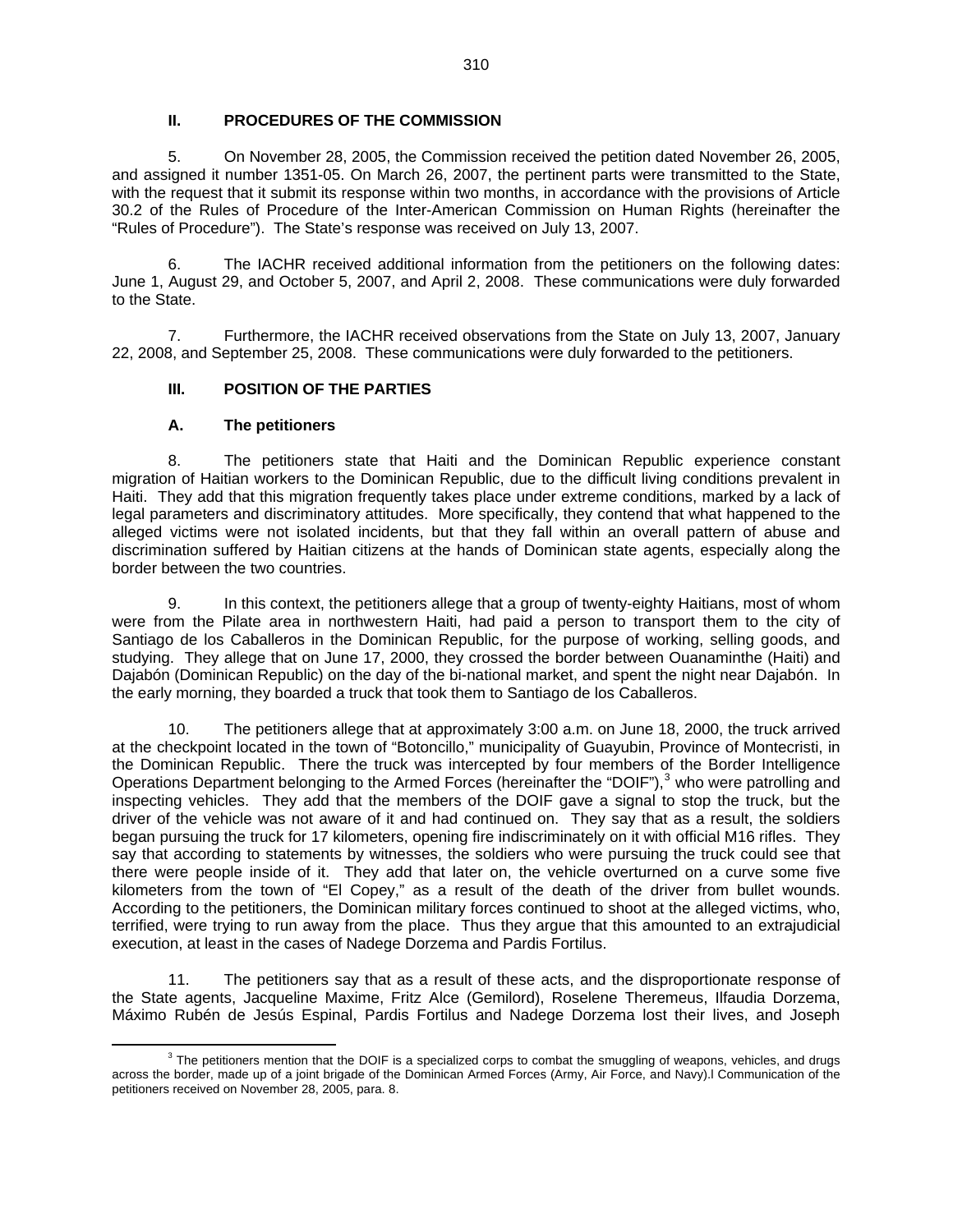## II. PROCEDURES OF THE COMMISSION

5. On November 28, 2005, the Commission received the petition dated November 26, 2005, and assigned it number 1351-05. On March 26, 2007, the pertinent parts were transmitted to the State, with the request that it submit its response within two months, in accordance with the provisions of Article 30.2 of the Rules of Procedure of the Inter-American Commission on Human Rights (hereinafter the "Rules of Procedure"). The State's response was received on July 13, 2007.

6. The IACHR received additional information from the petitioners on the following dates: June 1, August 29, and October 5, 2007, and April 2, 2008. These communications were duly forwarded to the State.

7. Furthermore, the IACHR received observations from the State on July 13, 2007, January 22, 2008, and September 25, 2008. These communications were duly forwarded to the petitioners.

## III. POSITION OF THE PARTIES

### A. The petitioners

8. The petitioners state that Haiti and the Dominican Republic experience constant migration of Haitian workers to the Dominican Republic, due to the difficult living conditions prevalent in Haiti. They add that this migration frequently takes place under extreme conditions, marked by a lack of legal parameters and discriminatory attitudes. More specifically, they contend that what happened to the alleged victims were not isolated incidents, but that they fall within an overall pattern of abuse and discrimination suffered by Haitian citizens at the hands of Dominican state agents, especially along the border between the two countries.

9. In this context, the petitioners allege that a group of twenty-eighty Haitians, most of whom were from the Pilate area in northwestern Haiti, had paid a person to transport them to the city of Santiago de los Caballeros in the Dominican Republic, for the purpose of working, selling goods, and studying. They allege that on June 17, 2000, they crossed the border between Ouanaminthe (Haiti) and Dajabón (Dominican Republic) on the day of the bi-national market, and spent the night near Dajabón. In the early morning, they boarded a truck that took them to Santiago de los Caballeros.

10. The petitioners allege that at approximately 3:00 a.m. on June 18, 2000, the truck arrived at the checkpoint located in the town of "Botoncillo," municipality of Guayubin, Province of Montecristi, in the Dominican Republic. There the truck was intercepted by four members of the Border Intelligence Operations Department belonging to the Armed Forces (hereinafter the "DOIF"),[3] who were patrolling and inspecting vehicles. They add that the members of the DOIF gave a signal to stop the truck, but the driver of the vehicle was not aware of it and had continued on. They say that as a result, the soldiers began pursuing the truck for 17 kilometers, opening fire indiscriminately on it with official M16 rifles. They say that according to statements by witnesses, the soldiers who were pursuing the truck could see that there were people inside of it. They add that later on, the vehicle overturned on a curve some five kilometers from the town of "El Copey," as a result of the death of the driver from bullet wounds. According to the petitioners, the Dominican military forces continued to shoot at the alleged victims, who, terrified, were trying to run away from the place. Thus they argue that this amounted to an extrajudicial execution, at least in the cases of Nadege Dorzema and Pardis Fortilus.

11. The petitioners say that as a result of these acts, and the disproportionate response of the State agents, Jacqueline Maxime, Fritz Alce (Gemilord), Roselene Theremeus, Ilfaudia Dorzema, Máximo Rubén de Jesús Espinal, Pardis Fortilus and Nadege Dorzema lost their lives, and Joseph

[3] The petitioners mention that the DOIF is a specialized corps to combat the smuggling of weapons, vehicles, and drugs across the border, made up of a joint brigade of the Dominican Armed Forces (Army, Air Force, and Navy).l Communication of the petitioners received on November 28, 2005, para. 8.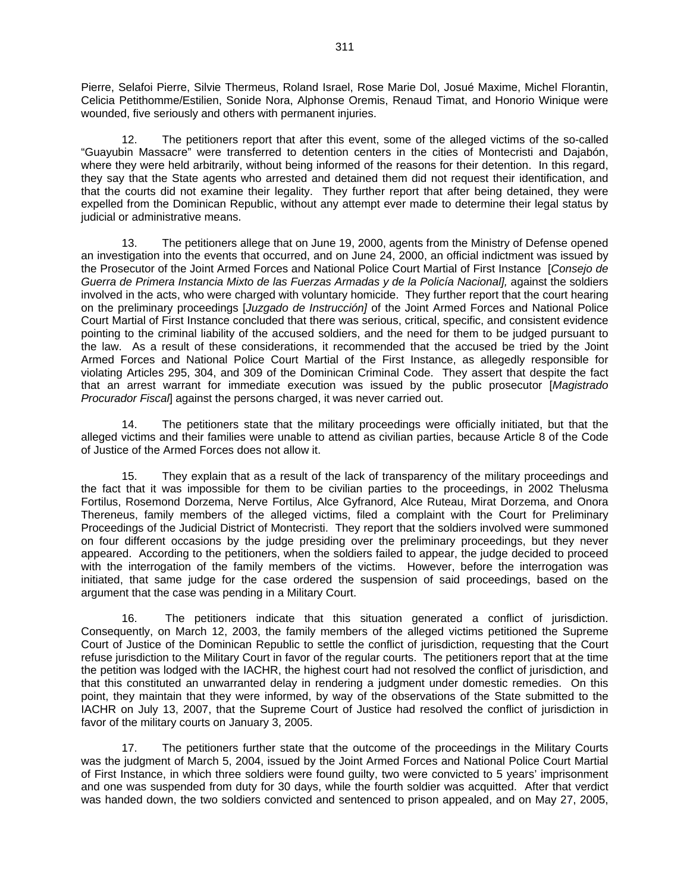Pierre, Selafoi Pierre, Silvie Thermeus, Roland Israel, Rose Marie Dol, Josué Maxime, Michel Florantin, Celicia Petithomme/Estilien, Sonide Nora, Alphonse Oremis, Renaud Timat, and Honorio Winique were wounded, five seriously and others with permanent injuries.

12. The petitioners report that after this event, some of the alleged victims of the so-called "Guayubin Massacre" were transferred to detention centers in the cities of Montecristi and Dajabón, where they were held arbitrarily, without being informed of the reasons for their detention. In this regard, they say that the State agents who arrested and detained them did not request their identification, and that the courts did not examine their legality. They further report that after being detained, they were expelled from the Dominican Republic, without any attempt ever made to determine their legal status by judicial or administrative means.

13. The petitioners allege that on June 19, 2000, agents from the Ministry of Defense opened an investigation into the events that occurred, and on June 24, 2000, an official indictment was issued by the Prosecutor of the Joint Armed Forces and National Police Court Martial of First Instance [*Consejo de Guerra de Primera Instancia Mixto de las Fuerzas Armadas y de la Policía Nacional],* against the soldiers involved in the acts, who were charged with voluntary homicide. They further report that the court hearing on the preliminary proceedings [*Juzgado de Instrucción]* of the Joint Armed Forces and National Police Court Martial of First Instance concluded that there was serious, critical, specific, and consistent evidence pointing to the criminal liability of the accused soldiers, and the need for them to be judged pursuant to the law. As a result of these considerations, it recommended that the accused be tried by the Joint Armed Forces and National Police Court Martial of the First Instance, as allegedly responsible for violating Articles 295, 304, and 309 of the Dominican Criminal Code. They assert that despite the fact that an arrest warrant for immediate execution was issued by the public prosecutor [*Magistrado Procurador Fiscal*] against the persons charged, it was never carried out.

14. The petitioners state that the military proceedings were officially initiated, but that the alleged victims and their families were unable to attend as civilian parties, because Article 8 of the Code of Justice of the Armed Forces does not allow it.

15. They explain that as a result of the lack of transparency of the military proceedings and the fact that it was impossible for them to be civilian parties to the proceedings, in 2002 Thelusma Fortilus, Rosemond Dorzema, Nerve Fortilus, Alce Gyfranord, Alce Ruteau, Mirat Dorzema, and Onora Thereneus, family members of the alleged victims, filed a complaint with the Court for Preliminary Proceedings of the Judicial District of Montecristi. They report that the soldiers involved were summoned on four different occasions by the judge presiding over the preliminary proceedings, but they never appeared. According to the petitioners, when the soldiers failed to appear, the judge decided to proceed with the interrogation of the family members of the victims. However, before the interrogation was initiated, that same judge for the case ordered the suspension of said proceedings, based on the argument that the case was pending in a Military Court.

16. The petitioners indicate that this situation generated a conflict of jurisdiction. Consequently, on March 12, 2003, the family members of the alleged victims petitioned the Supreme Court of Justice of the Dominican Republic to settle the conflict of jurisdiction, requesting that the Court refuse jurisdiction to the Military Court in favor of the regular courts. The petitioners report that at the time the petition was lodged with the IACHR, the highest court had not resolved the conflict of jurisdiction, and that this constituted an unwarranted delay in rendering a judgment under domestic remedies. On this point, they maintain that they were informed, by way of the observations of the State submitted to the IACHR on July 13, 2007, that the Supreme Court of Justice had resolved the conflict of jurisdiction in favor of the military courts on January 3, 2005.

17. The petitioners further state that the outcome of the proceedings in the Military Courts was the judgment of March 5, 2004, issued by the Joint Armed Forces and National Police Court Martial of First Instance, in which three soldiers were found guilty, two were convicted to 5 years' imprisonment and one was suspended from duty for 30 days, while the fourth soldier was acquitted. After that verdict was handed down, the two soldiers convicted and sentenced to prison appealed, and on May 27, 2005,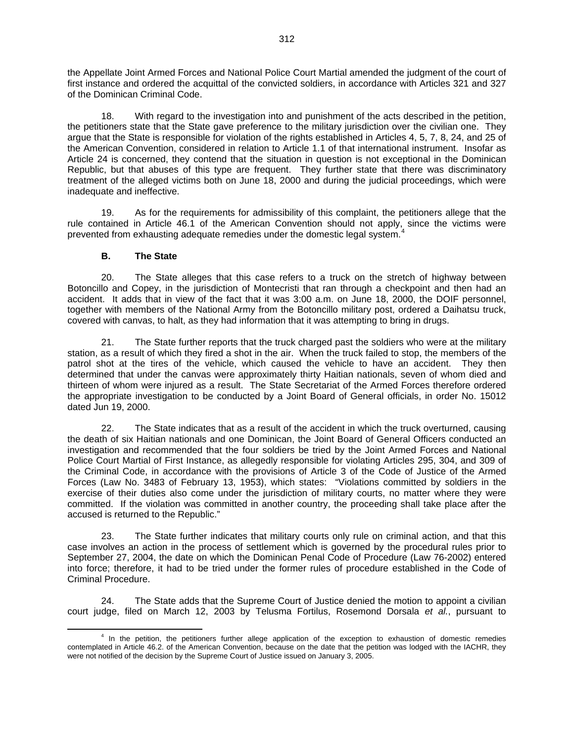the Appellate Joint Armed Forces and National Police Court Martial amended the judgment of the court of first instance and ordered the acquittal of the convicted soldiers, in accordance with Articles 321 and 327 of the Dominican Criminal Code.

18. With regard to the investigation into and punishment of the acts described in the petition, the petitioners state that the State gave preference to the military jurisdiction over the civilian one. They argue that the State is responsible for violation of the rights established in Articles 4, 5, 7, 8, 24, and 25 of the American Convention, considered in relation to Article 1.1 of that international instrument. Insofar as Article 24 is concerned, they contend that the situation in question is not exceptional in the Dominican Republic, but that abuses of this type are frequent. They further state that there was discriminatory treatment of the alleged victims both on June 18, 2000 and during the judicial proceedings, which were inadequate and ineffective.

19. As for the requirements for admissibility of this complaint, the petitioners allege that the rule contained in Article 46.1 of the American Convention should not apply, since the victims were prevented from exhausting adequate remedies under the domestic legal system.[4]

### B. The State

20. The State alleges that this case refers to a truck on the stretch of highway between Botoncillo and Copey, in the jurisdiction of Montecristi that ran through a checkpoint and then had an accident. It adds that in view of the fact that it was 3:00 a.m. on June 18, 2000, the DOIF personnel, together with members of the National Army from the Botoncillo military post, ordered a Daihatsu truck, covered with canvas, to halt, as they had information that it was attempting to bring in drugs.

21. The State further reports that the truck charged past the soldiers who were at the military station, as a result of which they fired a shot in the air. When the truck failed to stop, the members of the patrol shot at the tires of the vehicle, which caused the vehicle to have an accident. They then determined that under the canvas were approximately thirty Haitian nationals, seven of whom died and thirteen of whom were injured as a result. The State Secretariat of the Armed Forces therefore ordered the appropriate investigation to be conducted by a Joint Board of General officials, in order No. 15012 dated Jun 19, 2000.

22. The State indicates that as a result of the accident in which the truck overturned, causing the death of six Haitian nationals and one Dominican, the Joint Board of General Officers conducted an investigation and recommended that the four soldiers be tried by the Joint Armed Forces and National Police Court Martial of First Instance, as allegedly responsible for violating Articles 295, 304, and 309 of the Criminal Code, in accordance with the provisions of Article 3 of the Code of Justice of the Armed Forces (Law No. 3483 of February 13, 1953), which states: "Violations committed by soldiers in the exercise of their duties also come under the jurisdiction of military courts, no matter where they were committed. If the violation was committed in another country, the proceeding shall take place after the accused is returned to the Republic."

23. The State further indicates that military courts only rule on criminal action, and that this case involves an action in the process of settlement which is governed by the procedural rules prior to September 27, 2004, the date on which the Dominican Penal Code of Procedure (Law 76-2002) entered into force; therefore, it had to be tried under the former rules of procedure established in the Code of Criminal Procedure.

24. The State adds that the Supreme Court of Justice denied the motion to appoint a civilian court judge, filed on March 12, 2003 by Telusma Fortilus, Rosemond Dorsala *et al.*, pursuant to

---

[4] In the petition, the petitioners further allege application of the exception to exhaustion of domestic remedies contemplated in Article 46.2. of the American Convention, because on the date that the petition was lodged with the IACHR, they were not notified of the decision by the Supreme Court of Justice issued on January 3, 2005.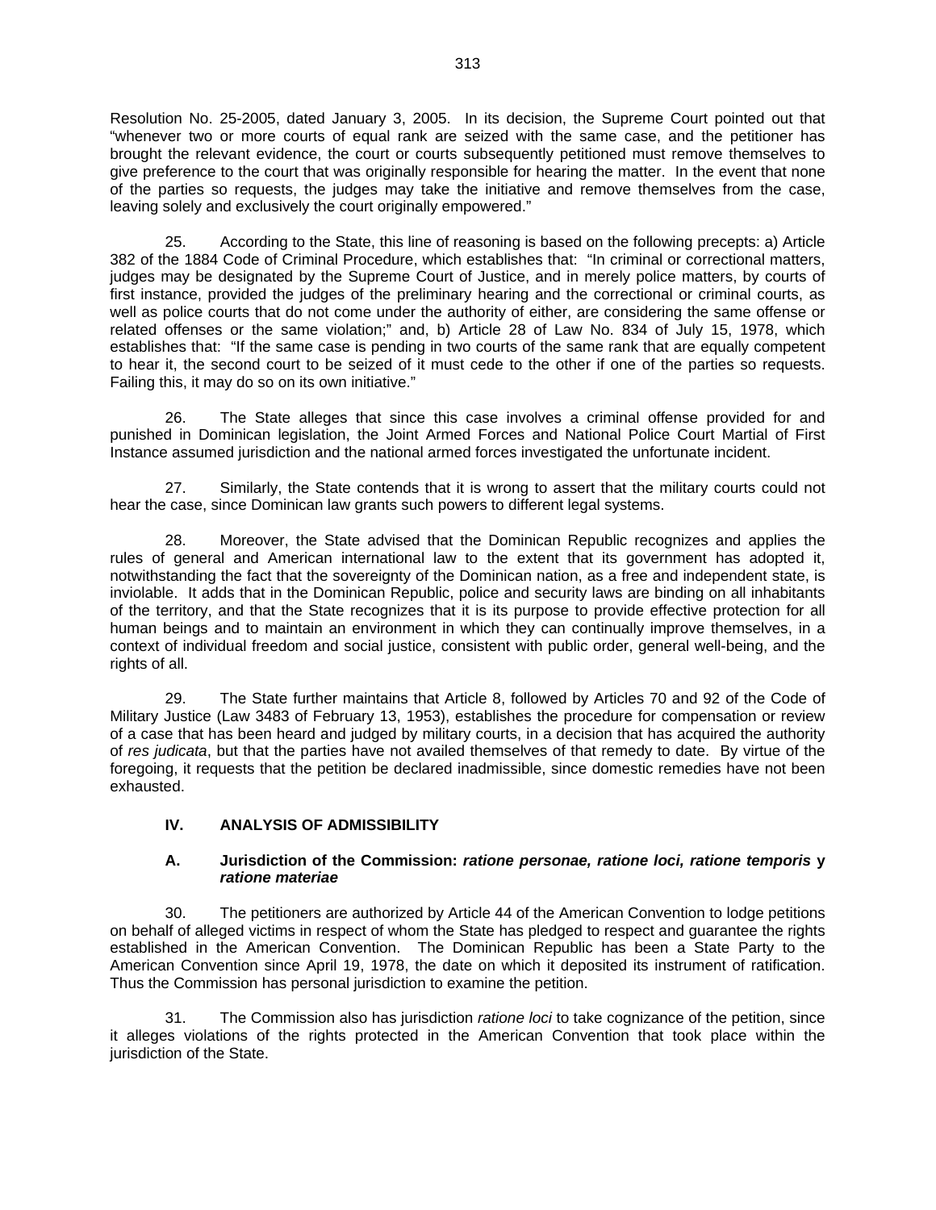Resolution No. 25-2005, dated January 3, 2005. In its decision, the Supreme Court pointed out that "whenever two or more courts of equal rank are seized with the same case, and the petitioner has brought the relevant evidence, the court or courts subsequently petitioned must remove themselves to give preference to the court that was originally responsible for hearing the matter. In the event that none of the parties so requests, the judges may take the initiative and remove themselves from the case, leaving solely and exclusively the court originally empowered."

25. According to the State, this line of reasoning is based on the following precepts: a) Article 382 of the 1884 Code of Criminal Procedure, which establishes that: "In criminal or correctional matters, judges may be designated by the Supreme Court of Justice, and in merely police matters, by courts of first instance, provided the judges of the preliminary hearing and the correctional or criminal courts, as well as police courts that do not come under the authority of either, are considering the same offense or related offenses or the same violation;" and, b) Article 28 of Law No. 834 of July 15, 1978, which establishes that: "If the same case is pending in two courts of the same rank that are equally competent to hear it, the second court to be seized of it must cede to the other if one of the parties so requests. Failing this, it may do so on its own initiative."

26. The State alleges that since this case involves a criminal offense provided for and punished in Dominican legislation, the Joint Armed Forces and National Police Court Martial of First Instance assumed jurisdiction and the national armed forces investigated the unfortunate incident.

27. Similarly, the State contends that it is wrong to assert that the military courts could not hear the case, since Dominican law grants such powers to different legal systems.

28. Moreover, the State advised that the Dominican Republic recognizes and applies the rules of general and American international law to the extent that its government has adopted it, notwithstanding the fact that the sovereignty of the Dominican nation, as a free and independent state, is inviolable. It adds that in the Dominican Republic, police and security laws are binding on all inhabitants of the territory, and that the State recognizes that it is its purpose to provide effective protection for all human beings and to maintain an environment in which they can continually improve themselves, in a context of individual freedom and social justice, consistent with public order, general well-being, and the rights of all.

29. The State further maintains that Article 8, followed by Articles 70 and 92 of the Code of Military Justice (Law 3483 of February 13, 1953), establishes the procedure for compensation or review of a case that has been heard and judged by military courts, in a decision that has acquired the authority of *res judicata*, but that the parties have not availed themselves of that remedy to date. By virtue of the foregoing, it requests that the petition be declared inadmissible, since domestic remedies have not been exhausted.

## IV. ANALYSIS OF ADMISSIBILITY

### A. Jurisdiction of the Commission: *ratione personae, ratione loci, ratione temporis* y *ratione materiae*

30. The petitioners are authorized by Article 44 of the American Convention to lodge petitions on behalf of alleged victims in respect of whom the State has pledged to respect and guarantee the rights established in the American Convention. The Dominican Republic has been a State Party to the American Convention since April 19, 1978, the date on which it deposited its instrument of ratification. Thus the Commission has personal jurisdiction to examine the petition.

31. The Commission also has jurisdiction *ratione loci* to take cognizance of the petition, since it alleges violations of the rights protected in the American Convention that took place within the jurisdiction of the State.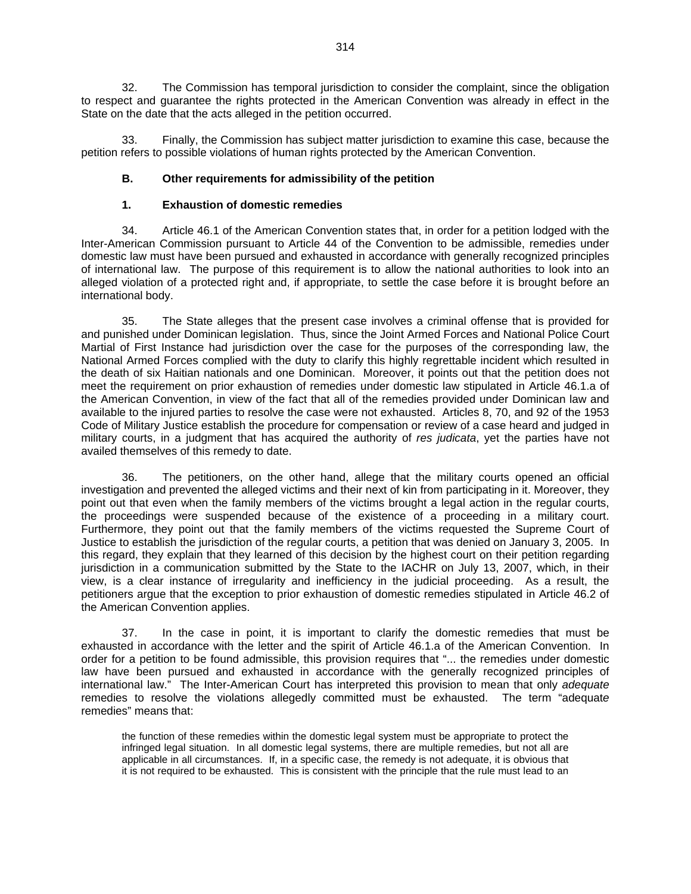32. The Commission has temporal jurisdiction to consider the complaint, since the obligation to respect and guarantee the rights protected in the American Convention was already in effect in the State on the date that the acts alleged in the petition occurred.

33. Finally, the Commission has subject matter jurisdiction to examine this case, because the petition refers to possible violations of human rights protected by the American Convention.

### B. Other requirements for admissibility of the petition

#### 1. Exhaustion of domestic remedies

34. Article 46.1 of the American Convention states that, in order for a petition lodged with the Inter-American Commission pursuant to Article 44 of the Convention to be admissible, remedies under domestic law must have been pursued and exhausted in accordance with generally recognized principles of international law. The purpose of this requirement is to allow the national authorities to look into an alleged violation of a protected right and, if appropriate, to settle the case before it is brought before an international body.

35. The State alleges that the present case involves a criminal offense that is provided for and punished under Dominican legislation. Thus, since the Joint Armed Forces and National Police Court Martial of First Instance had jurisdiction over the case for the purposes of the corresponding law, the National Armed Forces complied with the duty to clarify this highly regrettable incident which resulted in the death of six Haitian nationals and one Dominican. Moreover, it points out that the petition does not meet the requirement on prior exhaustion of remedies under domestic law stipulated in Article 46.1.a of the American Convention, in view of the fact that all of the remedies provided under Dominican law and available to the injured parties to resolve the case were not exhausted. Articles 8, 70, and 92 of the 1953 Code of Military Justice establish the procedure for compensation or review of a case heard and judged in military courts, in a judgment that has acquired the authority of *res judicata*, yet the parties have not availed themselves of this remedy to date.

36. The petitioners, on the other hand, allege that the military courts opened an official investigation and prevented the alleged victims and their next of kin from participating in it. Moreover, they point out that even when the family members of the victims brought a legal action in the regular courts, the proceedings were suspended because of the existence of a proceeding in a military court. Furthermore, they point out that the family members of the victims requested the Supreme Court of Justice to establish the jurisdiction of the regular courts, a petition that was denied on January 3, 2005. In this regard, they explain that they learned of this decision by the highest court on their petition regarding jurisdiction in a communication submitted by the State to the IACHR on July 13, 2007, which, in their view, is a clear instance of irregularity and inefficiency in the judicial proceeding. As a result, the petitioners argue that the exception to prior exhaustion of domestic remedies stipulated in Article 46.2 of the American Convention applies.

37. In the case in point, it is important to clarify the domestic remedies that must be exhausted in accordance with the letter and the spirit of Article 46.1.a of the American Convention. In order for a petition to be found admissible, this provision requires that "... the remedies under domestic law have been pursued and exhausted in accordance with the generally recognized principles of international law." The Inter-American Court has interpreted this provision to mean that only *adequate* remedies to resolve the violations allegedly committed must be exhausted. The term "adequate remedies" means that:

> the function of these remedies within the domestic legal system must be appropriate to protect the infringed legal situation. In all domestic legal systems, there are multiple remedies, but not all are applicable in all circumstances. If, in a specific case, the remedy is not adequate, it is obvious that it is not required to be exhausted. This is consistent with the principle that the rule must lead to an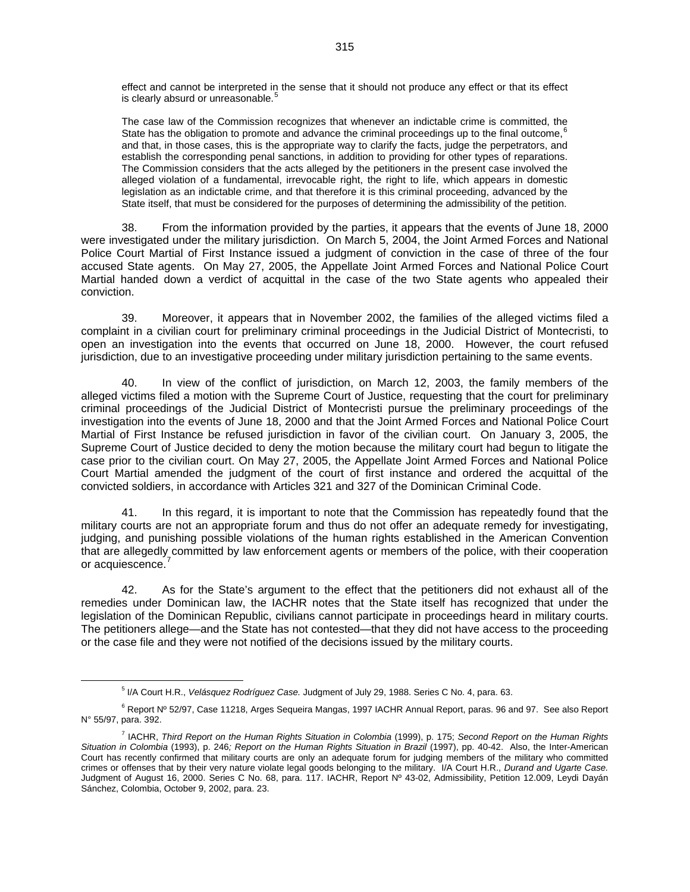effect and cannot be interpreted in the sense that it should not produce any effect or that its effect is clearly absurd or unreasonable.[5]

> The case law of the Commission recognizes that whenever an indictable crime is committed, the State has the obligation to promote and advance the criminal proceedings up to the final outcome,[6] and that, in those cases, this is the appropriate way to clarify the facts, judge the perpetrators, and establish the corresponding penal sanctions, in addition to providing for other types of reparations. The Commission considers that the acts alleged by the petitioners in the present case involved the alleged violation of a fundamental, irrevocable right, the right to life, which appears in domestic legislation as an indictable crime, and that therefore it is this criminal proceeding, advanced by the State itself, that must be considered for the purposes of determining the admissibility of the petition.

38. From the information provided by the parties, it appears that the events of June 18, 2000 were investigated under the military jurisdiction. On March 5, 2004, the Joint Armed Forces and National Police Court Martial of First Instance issued a judgment of conviction in the case of three of the four accused State agents. On May 27, 2005, the Appellate Joint Armed Forces and National Police Court Martial handed down a verdict of acquittal in the case of the two State agents who appealed their conviction.

39. Moreover, it appears that in November 2002, the families of the alleged victims filed a complaint in a civilian court for preliminary criminal proceedings in the Judicial District of Montecristi, to open an investigation into the events that occurred on June 18, 2000. However, the court refused jurisdiction, due to an investigative proceeding under military jurisdiction pertaining to the same events.

40. In view of the conflict of jurisdiction, on March 12, 2003, the family members of the alleged victims filed a motion with the Supreme Court of Justice, requesting that the court for preliminary criminal proceedings of the Judicial District of Montecristi pursue the preliminary proceedings of the investigation into the events of June 18, 2000 and that the Joint Armed Forces and National Police Court Martial of First Instance be refused jurisdiction in favor of the civilian court. On January 3, 2005, the Supreme Court of Justice decided to deny the motion because the military court had begun to litigate the case prior to the civilian court. On May 27, 2005, the Appellate Joint Armed Forces and National Police Court Martial amended the judgment of the court of first instance and ordered the acquittal of the convicted soldiers, in accordance with Articles 321 and 327 of the Dominican Criminal Code.

41. In this regard, it is important to note that the Commission has repeatedly found that the military courts are not an appropriate forum and thus do not offer an adequate remedy for investigating, judging, and punishing possible violations of the human rights established in the American Convention that are allegedly committed by law enforcement agents or members of the police, with their cooperation or acquiescence.[7]

42. As for the State's argument to the effect that the petitioners did not exhaust all of the remedies under Dominican law, the IACHR notes that the State itself has recognized that under the legislation of the Dominican Republic, civilians cannot participate in proceedings heard in military courts. The petitioners allege—and the State has not contested—that they did not have access to the proceeding or the case file and they were not notified of the decisions issued by the military courts.

---

[5] I/A Court H.R., *Velásquez Rodríguez Case.* Judgment of July 29, 1988. Series C No. 4, para. 63.

[6] Report Nº 52/97, Case 11218, Arges Sequeira Mangas, 1997 IACHR Annual Report, paras. 96 and 97. See also Report N° 55/97, para. 392.

[7] IACHR, *Third Report on the Human Rights Situation in Colombia* (1999), p. 175; *Second Report on the Human Rights Situation in Colombia* (1993), p. 246*; Report on the Human Rights Situation in Brazil* (1997), pp. 40-42. Also, the Inter-American Court has recently confirmed that military courts are only an adequate forum for judging members of the military who committed crimes or offenses that by their very nature violate legal goods belonging to the military. I/A Court H.R., *Durand and Ugarte Case.* Judgment of August 16, 2000. Series C No. 68, para. 117. IACHR, Report Nº 43-02, Admissibility, Petition 12.009, Leydi Dayán Sánchez, Colombia, October 9, 2002, para. 23.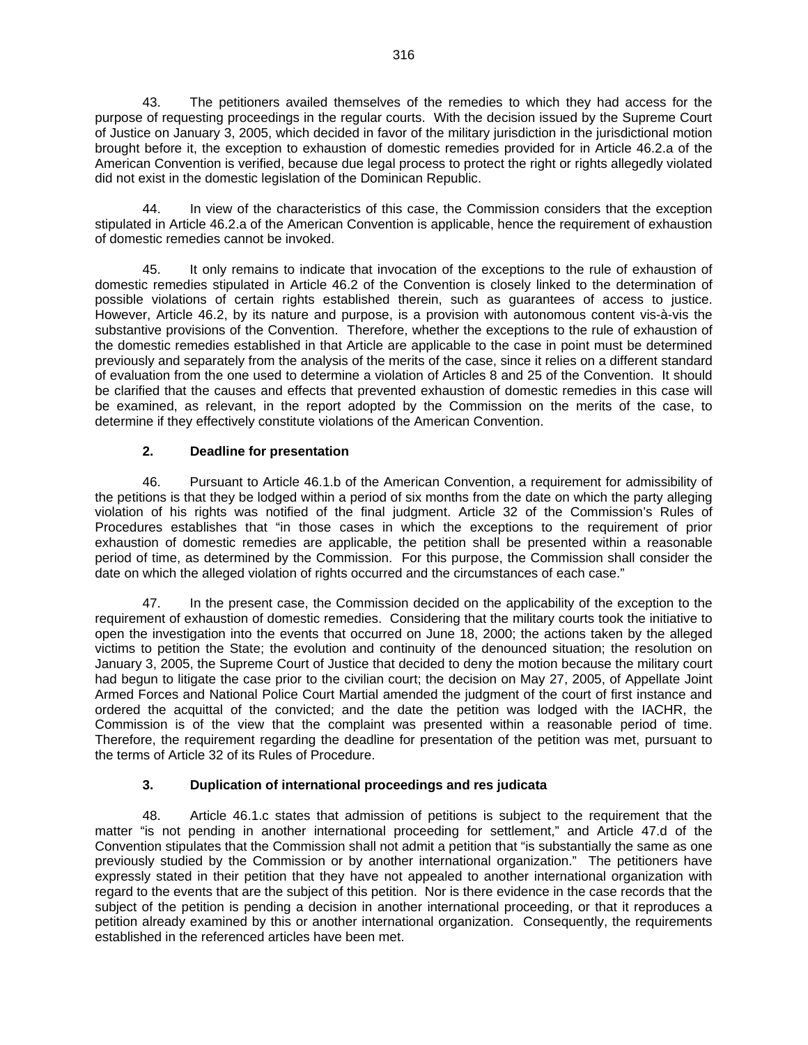43. The petitioners availed themselves of the remedies to which they had access for the purpose of requesting proceedings in the regular courts. With the decision issued by the Supreme Court of Justice on January 3, 2005, which decided in favor of the military jurisdiction in the jurisdictional motion brought before it, the exception to exhaustion of domestic remedies provided for in Article 46.2.a of the American Convention is verified, because due legal process to protect the right or rights allegedly violated did not exist in the domestic legislation of the Dominican Republic.

44. In view of the characteristics of this case, the Commission considers that the exception stipulated in Article 46.2.a of the American Convention is applicable, hence the requirement of exhaustion of domestic remedies cannot be invoked.

45. It only remains to indicate that invocation of the exceptions to the rule of exhaustion of domestic remedies stipulated in Article 46.2 of the Convention is closely linked to the determination of possible violations of certain rights established therein, such as guarantees of access to justice. However, Article 46.2, by its nature and purpose, is a provision with autonomous content vis-à-vis the substantive provisions of the Convention. Therefore, whether the exceptions to the rule of exhaustion of the domestic remedies established in that Article are applicable to the case in point must be determined previously and separately from the analysis of the merits of the case, since it relies on a different standard of evaluation from the one used to determine a violation of Articles 8 and 25 of the Convention. It should be clarified that the causes and effects that prevented exhaustion of domestic remedies in this case will be examined, as relevant, in the report adopted by the Commission on the merits of the case, to determine if they effectively constitute violations of the American Convention.

### 2. Deadline for presentation

46. Pursuant to Article 46.1.b of the American Convention, a requirement for admissibility of the petitions is that they be lodged within a period of six months from the date on which the party alleging violation of his rights was notified of the final judgment. Article 32 of the Commission's Rules of Procedures establishes that "in those cases in which the exceptions to the requirement of prior exhaustion of domestic remedies are applicable, the petition shall be presented within a reasonable period of time, as determined by the Commission. For this purpose, the Commission shall consider the date on which the alleged violation of rights occurred and the circumstances of each case."

47. In the present case, the Commission decided on the applicability of the exception to the requirement of exhaustion of domestic remedies. Considering that the military courts took the initiative to open the investigation into the events that occurred on June 18, 2000; the actions taken by the alleged victims to petition the State; the evolution and continuity of the denounced situation; the resolution on January 3, 2005, the Supreme Court of Justice that decided to deny the motion because the military court had begun to litigate the case prior to the civilian court; the decision on May 27, 2005, of Appellate Joint Armed Forces and National Police Court Martial amended the judgment of the court of first instance and ordered the acquittal of the convicted; and the date the petition was lodged with the IACHR, the Commission is of the view that the complaint was presented within a reasonable period of time. Therefore, the requirement regarding the deadline for presentation of the petition was met, pursuant to the terms of Article 32 of its Rules of Procedure.

### 3. Duplication of international proceedings and res judicata

48. Article 46.1.c states that admission of petitions is subject to the requirement that the matter "is not pending in another international proceeding for settlement," and Article 47.d of the Convention stipulates that the Commission shall not admit a petition that "is substantially the same as one previously studied by the Commission or by another international organization." The petitioners have expressly stated in their petition that they have not appealed to another international organization with regard to the events that are the subject of this petition. Nor is there evidence in the case records that the subject of the petition is pending a decision in another international proceeding, or that it reproduces a petition already examined by this or another international organization. Consequently, the requirements established in the referenced articles have been met.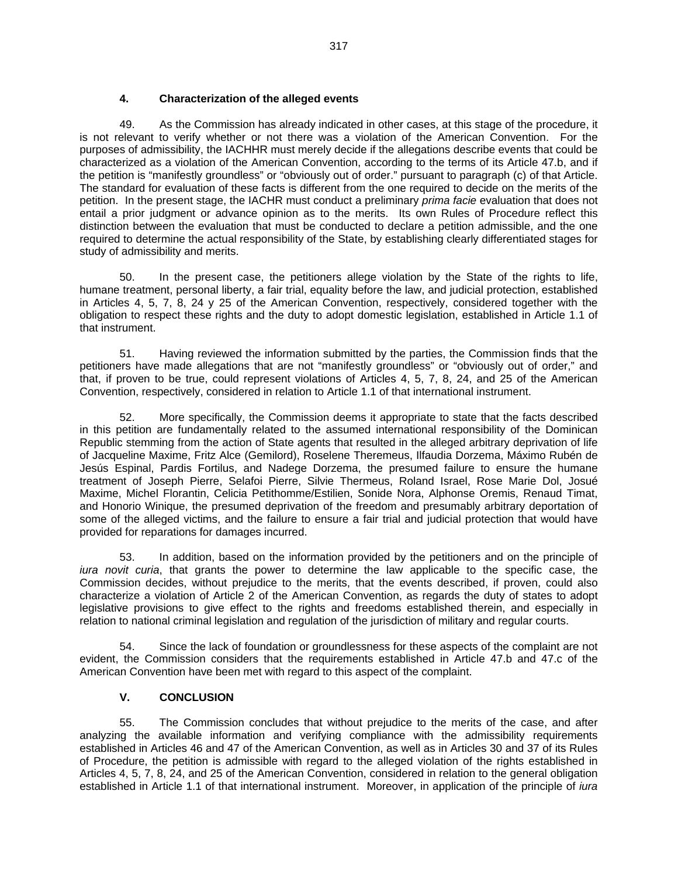### 4. Characterization of the alleged events

49. As the Commission has already indicated in other cases, at this stage of the procedure, it is not relevant to verify whether or not there was a violation of the American Convention. For the purposes of admissibility, the IACHHR must merely decide if the allegations describe events that could be characterized as a violation of the American Convention, according to the terms of its Article 47.b, and if the petition is "manifestly groundless" or "obviously out of order." pursuant to paragraph (c) of that Article. The standard for evaluation of these facts is different from the one required to decide on the merits of the petition. In the present stage, the IACHR must conduct a preliminary *prima facie* evaluation that does not entail a prior judgment or advance opinion as to the merits. Its own Rules of Procedure reflect this distinction between the evaluation that must be conducted to declare a petition admissible, and the one required to determine the actual responsibility of the State, by establishing clearly differentiated stages for study of admissibility and merits.

50. In the present case, the petitioners allege violation by the State of the rights to life, humane treatment, personal liberty, a fair trial, equality before the law, and judicial protection, established in Articles 4, 5, 7, 8, 24 y 25 of the American Convention, respectively, considered together with the obligation to respect these rights and the duty to adopt domestic legislation, established in Article 1.1 of that instrument.

51. Having reviewed the information submitted by the parties, the Commission finds that the petitioners have made allegations that are not "manifestly groundless" or "obviously out of order," and that, if proven to be true, could represent violations of Articles 4, 5, 7, 8, 24, and 25 of the American Convention, respectively, considered in relation to Article 1.1 of that international instrument.

52. More specifically, the Commission deems it appropriate to state that the facts described in this petition are fundamentally related to the assumed international responsibility of the Dominican Republic stemming from the action of State agents that resulted in the alleged arbitrary deprivation of life of Jacqueline Maxime, Fritz Alce (Gemilord), Roselene Theremeus, Ilfaudia Dorzema, Máximo Rubén de Jesús Espinal, Pardis Fortilus, and Nadege Dorzema, the presumed failure to ensure the humane treatment of Joseph Pierre, Selafoi Pierre, Silvie Thermeus, Roland Israel, Rose Marie Dol, Josué Maxime, Michel Florantin, Celicia Petithomme/Estilien, Sonide Nora, Alphonse Oremis, Renaud Timat, and Honorio Winique, the presumed deprivation of the freedom and presumably arbitrary deportation of some of the alleged victims, and the failure to ensure a fair trial and judicial protection that would have provided for reparations for damages incurred.

53. In addition, based on the information provided by the petitioners and on the principle of *iura novit curia*, that grants the power to determine the law applicable to the specific case, the Commission decides, without prejudice to the merits, that the events described, if proven, could also characterize a violation of Article 2 of the American Convention, as regards the duty of states to adopt legislative provisions to give effect to the rights and freedoms established therein, and especially in relation to national criminal legislation and regulation of the jurisdiction of military and regular courts.

54. Since the lack of foundation or groundlessness for these aspects of the complaint are not evident, the Commission considers that the requirements established in Article 47.b and 47.c of the American Convention have been met with regard to this aspect of the complaint.

## V. CONCLUSION

55. The Commission concludes that without prejudice to the merits of the case, and after analyzing the available information and verifying compliance with the admissibility requirements established in Articles 46 and 47 of the American Convention, as well as in Articles 30 and 37 of its Rules of Procedure, the petition is admissible with regard to the alleged violation of the rights established in Articles 4, 5, 7, 8, 24, and 25 of the American Convention, considered in relation to the general obligation established in Article 1.1 of that international instrument. Moreover, in application of the principle of *iura*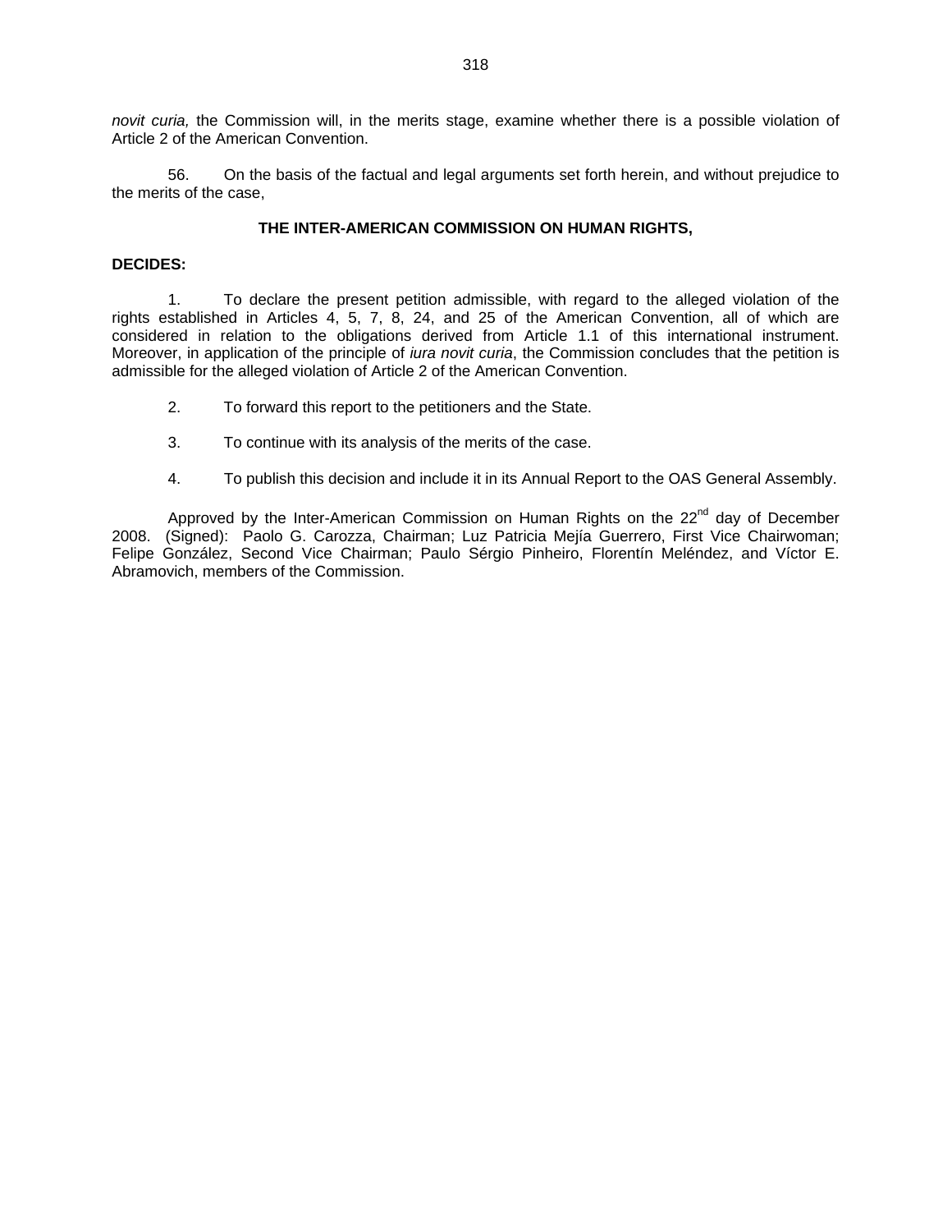*novit curia,* the Commission will, in the merits stage, examine whether there is a possible violation of Article 2 of the American Convention.

56. On the basis of the factual and legal arguments set forth herein, and without prejudice to the merits of the case,

**THE INTER-AMERICAN COMMISSION ON HUMAN RIGHTS,**

**DECIDES:**

1. To declare the present petition admissible, with regard to the alleged violation of the rights established in Articles 4, 5, 7, 8, 24, and 25 of the American Convention, all of which are considered in relation to the obligations derived from Article 1.1 of this international instrument. Moreover, in application of the principle of *iura novit curia*, the Commission concludes that the petition is admissible for the alleged violation of Article 2 of the American Convention.

2. To forward this report to the petitioners and the State.

3. To continue with its analysis of the merits of the case.

4. To publish this decision and include it in its Annual Report to the OAS General Assembly.

Approved by the Inter-American Commission on Human Rights on the 22nd day of December 2008. (Signed): Paolo G. Carozza, Chairman; Luz Patricia Mejía Guerrero, First Vice Chairwoman; Felipe González, Second Vice Chairman; Paulo Sérgio Pinheiro, Florentín Meléndez, and Víctor E. Abramovich, members of the Commission.